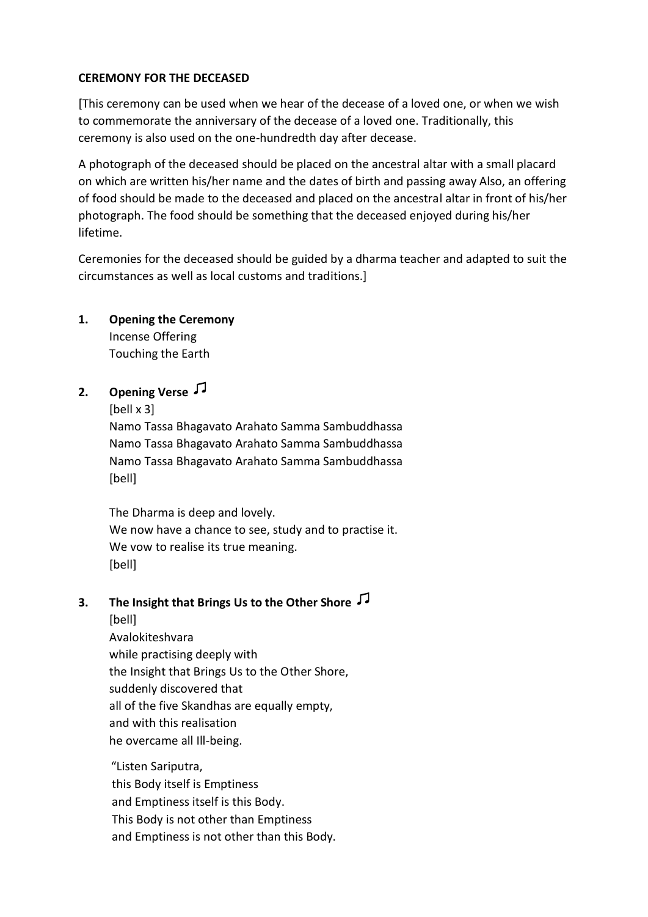**CEREMONY FOR THE DECEASED**

[This ceremony can be used when we hear of the decease of a loved one, or when we wish to commemorate the anniversary of the decease of a loved one. Traditionally, this ceremony is also used on the one-hundredth day after decease.

A photograph of the deceased should be placed on the ancestral altar with a small placard on which are written his/her name and the dates of birth and passing away Also, an offering of food should be made to the deceased and placed on the ancestral altar in front of his/her photograph. The food should be something that the deceased enjoyed during his/her lifetime.

Ceremonies for the deceased should be guided by a dharma teacher and adapted to suit the circumstances as well as local customs and traditions.]

**1. Opening the Ceremony**

Incense Offering
Touching the Earth

**2. Opening Verse ♫**

[bell x 3]
Namo Tassa Bhagavato Arahato Samma Sambuddhassa
Namo Tassa Bhagavato Arahato Samma Sambuddhassa
Namo Tassa Bhagavato Arahato Samma Sambuddhassa
[bell]

The Dharma is deep and lovely.
We now have a chance to see, study and to practise it.
We vow to realise its true meaning.
[bell]

**3. The Insight that Brings Us to the Other Shore ♫**

[bell]
Avalokiteshvara
while practising deeply with
the Insight that Brings Us to the Other Shore,
suddenly discovered that
all of the five Skandhas are equally empty,
and with this realisation
he overcame all Ill-being.

"Listen Sariputra,
this Body itself is Emptiness
and Emptiness itself is this Body.
This Body is not other than Emptiness
and Emptiness is not other than this Body.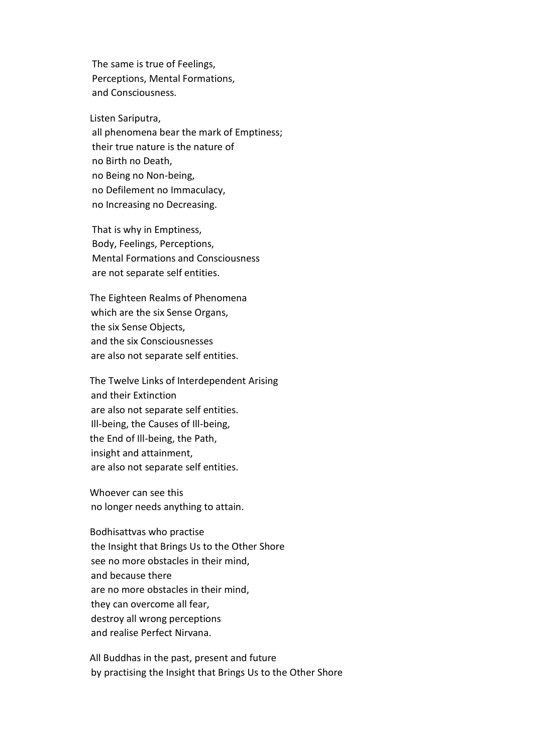The same is true of Feelings,
Perceptions, Mental Formations,
and Consciousness.

Listen Sariputra,
all phenomena bear the mark of Emptiness;
their true nature is the nature of
no Birth no Death,
no Being no Non-being,
no Defilement no Immaculacy,
no Increasing no Decreasing.

That is why in Emptiness,
Body, Feelings, Perceptions,
Mental Formations and Consciousness
are not separate self entities.

The Eighteen Realms of Phenomena
which are the six Sense Organs,
the six Sense Objects,
and the six Consciousnesses
are also not separate self entities.

The Twelve Links of Interdependent Arising
and their Extinction
are also not separate self entities.
Ill-being, the Causes of Ill-being,
the End of Ill-being, the Path,
insight and attainment,
are also not separate self entities.

Whoever can see this
no longer needs anything to attain.

Bodhisattvas who practise
the Insight that Brings Us to the Other Shore
see no more obstacles in their mind,
and because there
are no more obstacles in their mind,
they can overcome all fear,
destroy all wrong perceptions
and realise Perfect Nirvana.

All Buddhas in the past, present and future
by practising the Insight that Brings Us to the Other Shore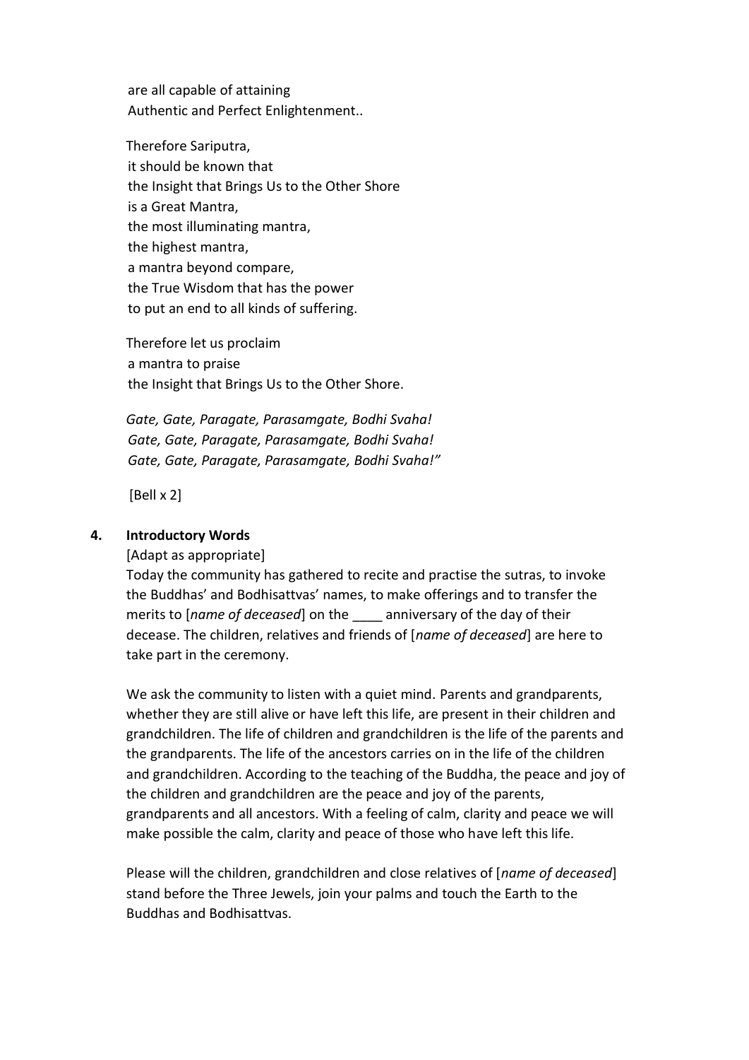are all capable of attaining
Authentic and Perfect Enlightenment..

Therefore Sariputra,
it should be known that
the Insight that Brings Us to the Other Shore
is a Great Mantra,
the most illuminating mantra,
the highest mantra,
a mantra beyond compare,
the True Wisdom that has the power
to put an end to all kinds of suffering.

Therefore let us proclaim
a mantra to praise
the Insight that Brings Us to the Other Shore.

*Gate, Gate, Paragate, Parasamgate, Bodhi Svaha!*
*Gate, Gate, Paragate, Parasamgate, Bodhi Svaha!*
*Gate, Gate, Paragate, Parasamgate, Bodhi Svaha!"*

[Bell x 2]

### 4. Introductory Words

[Adapt as appropriate]

Today the community has gathered to recite and practise the sutras, to invoke the Buddhas' and Bodhisattvas' names, to make offerings and to transfer the merits to [*name of deceased*] on the ____ anniversary of the day of their decease. The children, relatives and friends of [*name of deceased*] are here to take part in the ceremony.

We ask the community to listen with a quiet mind. Parents and grandparents, whether they are still alive or have left this life, are present in their children and grandchildren. The life of children and grandchildren is the life of the parents and the grandparents. The life of the ancestors carries on in the life of the children and grandchildren. According to the teaching of the Buddha, the peace and joy of the children and grandchildren are the peace and joy of the parents, grandparents and all ancestors. With a feeling of calm, clarity and peace we will make possible the calm, clarity and peace of those who have left this life.

Please will the children, grandchildren and close relatives of [*name of deceased*] stand before the Three Jewels, join your palms and touch the Earth to the Buddhas and Bodhisattvas.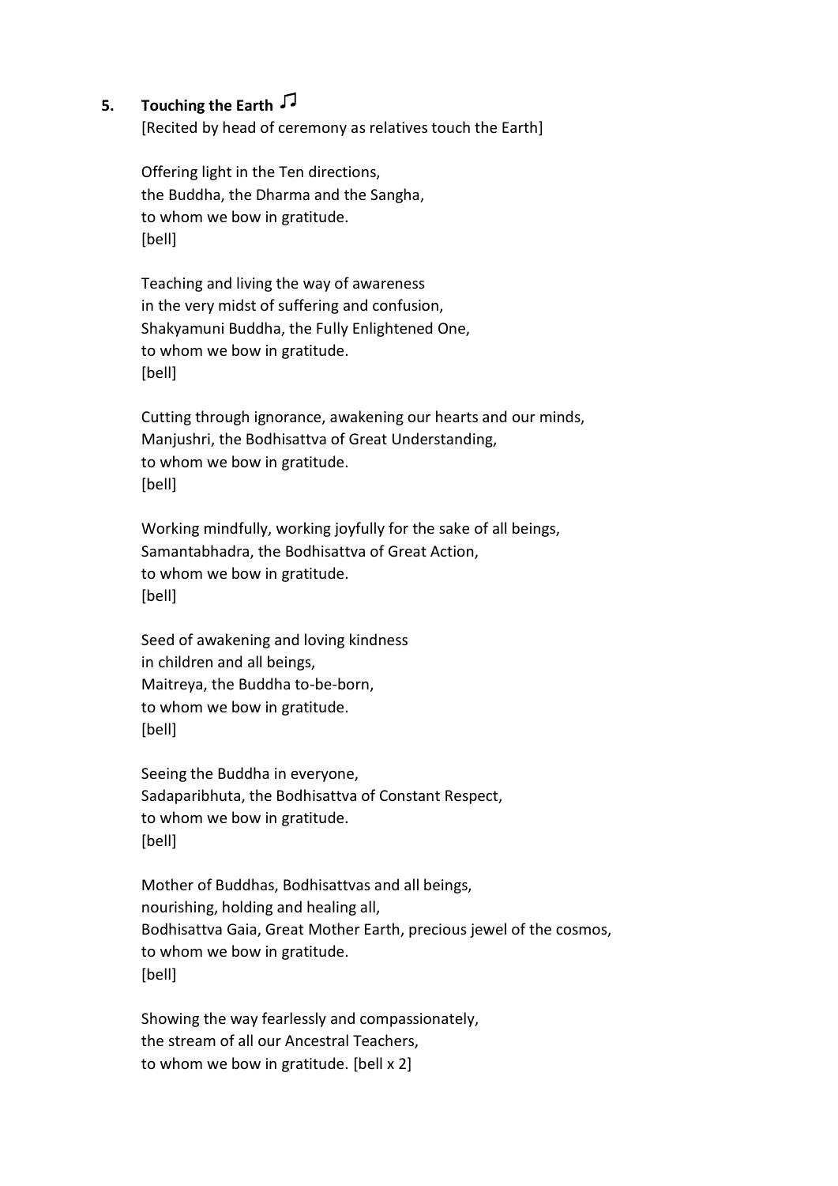## 5. Touching the Earth ♫

[Recited by head of ceremony as relatives touch the Earth]

Offering light in the Ten directions,  
the Buddha, the Dharma and the Sangha,  
to whom we bow in gratitude.  
[bell]

Teaching and living the way of awareness  
in the very midst of suffering and confusion,  
Shakyamuni Buddha, the Fully Enlightened One,  
to whom we bow in gratitude.  
[bell]

Cutting through ignorance, awakening our hearts and our minds,  
Manjushri, the Bodhisattva of Great Understanding,  
to whom we bow in gratitude.  
[bell]

Working mindfully, working joyfully for the sake of all beings,  
Samantabhadra, the Bodhisattva of Great Action,  
to whom we bow in gratitude.  
[bell]

Seed of awakening and loving kindness  
in children and all beings,  
Maitreya, the Buddha to-be-born,  
to whom we bow in gratitude.  
[bell]

Seeing the Buddha in everyone,  
Sadaparibhuta, the Bodhisattva of Constant Respect,  
to whom we bow in gratitude.  
[bell]

Mother of Buddhas, Bodhisattvas and all beings,  
nourishing, holding and healing all,  
Bodhisattva Gaia, Great Mother Earth, precious jewel of the cosmos,  
to whom we bow in gratitude.  
[bell]

Showing the way fearlessly and compassionately,  
the stream of all our Ancestral Teachers,  
to whom we bow in gratitude. [bell x 2]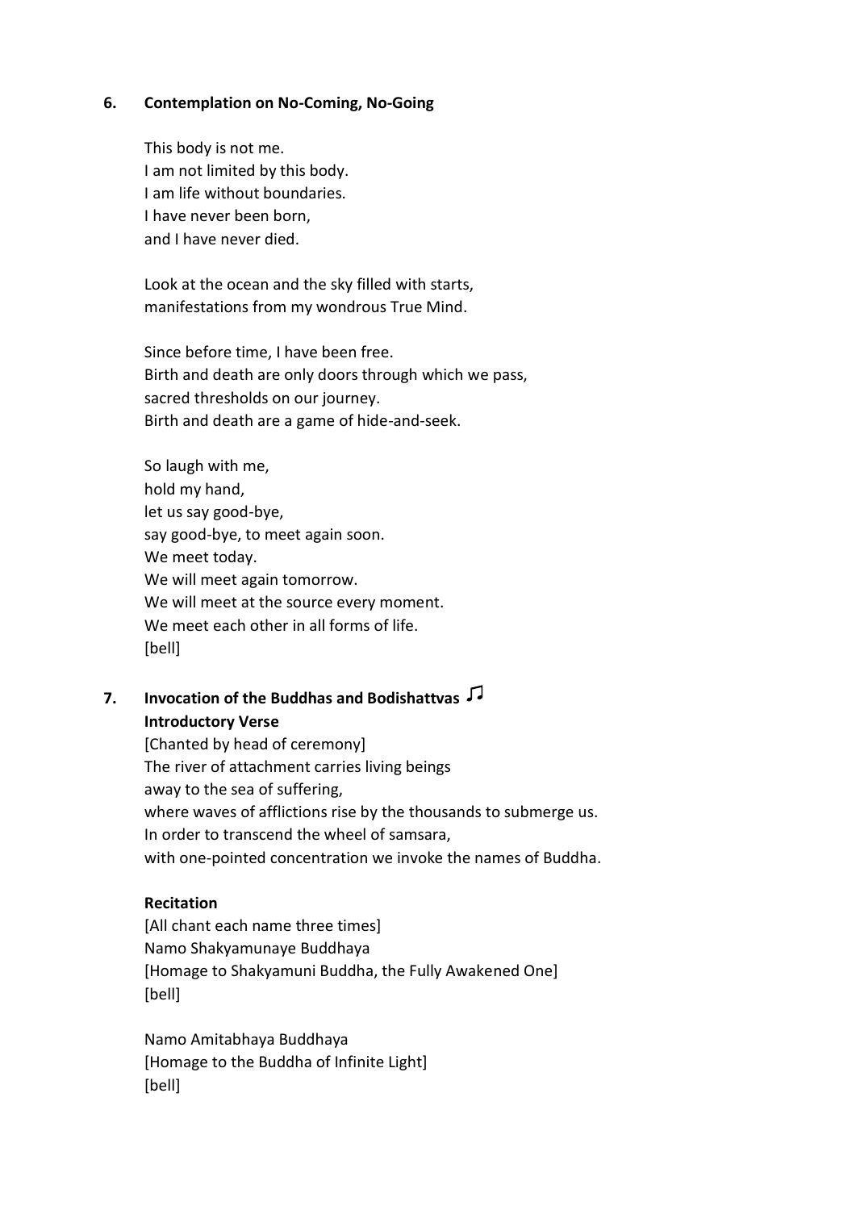## 6. Contemplation on No-Coming, No-Going

This body is not me.
I am not limited by this body.
I am life without boundaries.
I have never been born,
and I have never died.

Look at the ocean and the sky filled with starts,
manifestations from my wondrous True Mind.

Since before time, I have been free.
Birth and death are only doors through which we pass,
sacred thresholds on our journey.
Birth and death are a game of hide-and-seek.

So laugh with me,
hold my hand,
let us say good-bye,
say good-bye, to meet again soon.
We meet today.
We will meet again tomorrow.
We will meet at the source every moment.
We meet each other in all forms of life.
[bell]

## 7. Invocation of the Buddhas and Bodishattvas ♫

**Introductory Verse**

[Chanted by head of ceremony]
The river of attachment carries living beings
away to the sea of suffering,
where waves of afflictions rise by the thousands to submerge us.
In order to transcend the wheel of samsara,
with one-pointed concentration we invoke the names of Buddha.

**Recitation**

[All chant each name three times]
Namo Shakyamunaye Buddhaya
[Homage to Shakyamuni Buddha, the Fully Awakened One]
[bell]

Namo Amitabhaya Buddhaya
[Homage to the Buddha of Infinite Light]
[bell]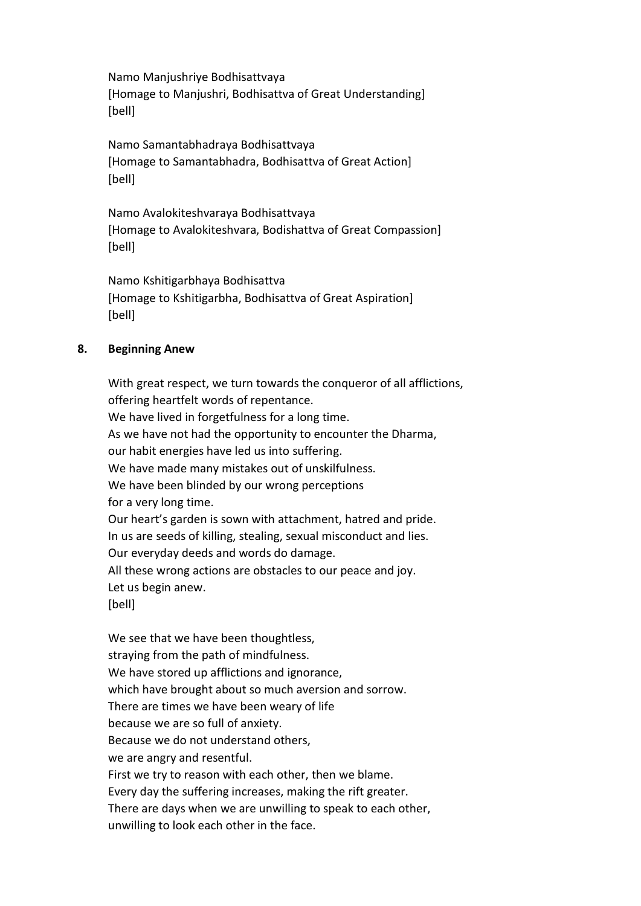Namo Manjushriye Bodhisattvaya
[Homage to Manjushri, Bodhisattva of Great Understanding]
[bell]

Namo Samantabhadraya Bodhisattvaya
[Homage to Samantabhadra, Bodhisattva of Great Action]
[bell]

Namo Avalokiteshvaraya Bodhisattvaya
[Homage to Avalokiteshvara, Bodishattva of Great Compassion]
[bell]

Namo Kshitigarbhaya Bodhisattva
[Homage to Kshitigarbha, Bodhisattva of Great Aspiration]
[bell]

## 8. Beginning Anew

With great respect, we turn towards the conqueror of all afflictions,
offering heartfelt words of repentance.
We have lived in forgetfulness for a long time.
As we have not had the opportunity to encounter the Dharma,
our habit energies have led us into suffering.
We have made many mistakes out of unskilfulness.
We have been blinded by our wrong perceptions
for a very long time.
Our heart's garden is sown with attachment, hatred and pride.
In us are seeds of killing, stealing, sexual misconduct and lies.
Our everyday deeds and words do damage.
All these wrong actions are obstacles to our peace and joy.
Let us begin anew.
[bell]

We see that we have been thoughtless,
straying from the path of mindfulness.
We have stored up afflictions and ignorance,
which have brought about so much aversion and sorrow.
There are times we have been weary of life
because we are so full of anxiety.
Because we do not understand others,
we are angry and resentful.
First we try to reason with each other, then we blame.
Every day the suffering increases, making the rift greater.
There are days when we are unwilling to speak to each other,
unwilling to look each other in the face.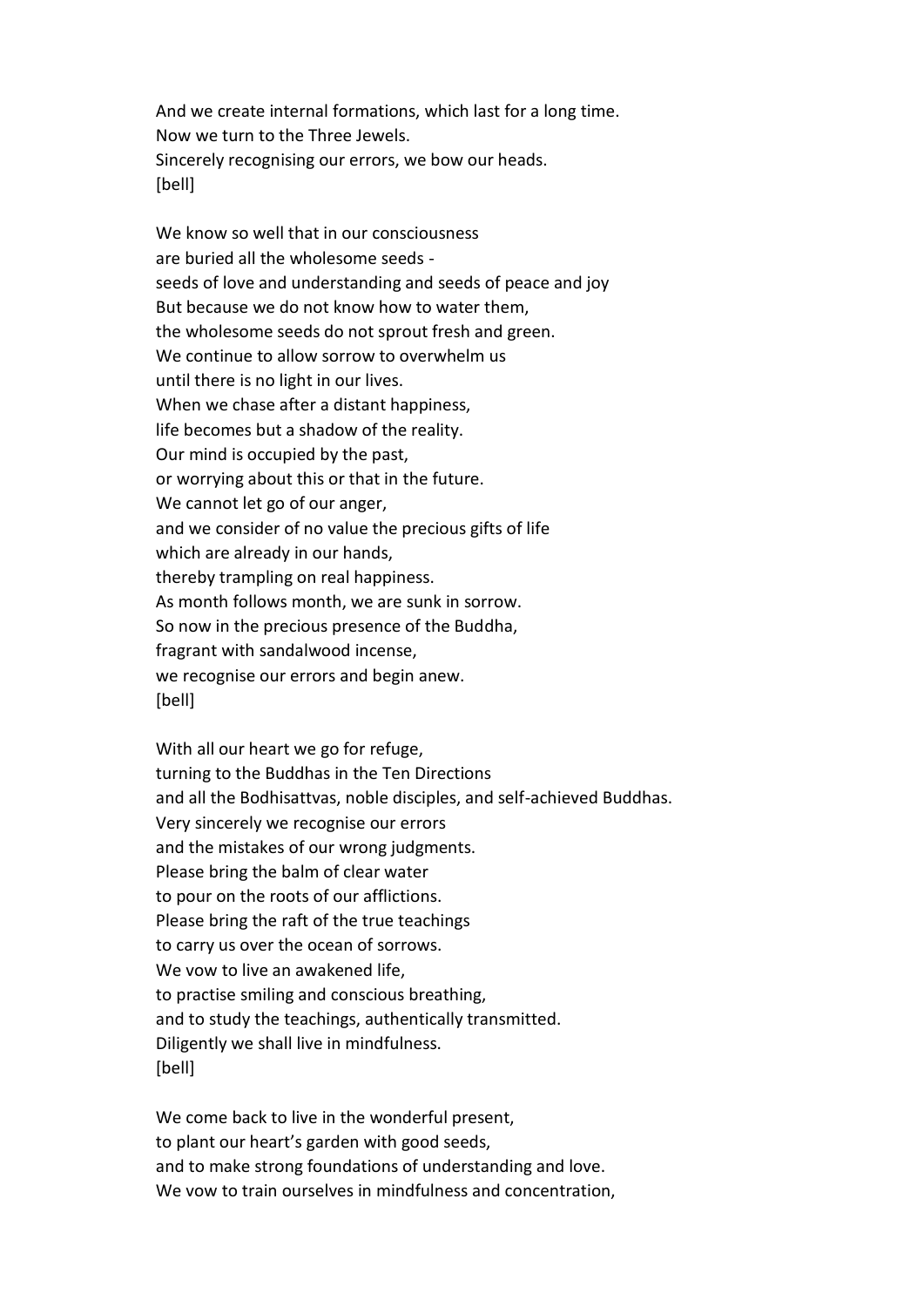And we create internal formations, which last for a long time.
Now we turn to the Three Jewels.
Sincerely recognising our errors, we bow our heads.
[bell]

We know so well that in our consciousness
are buried all the wholesome seeds -
seeds of love and understanding and seeds of peace and joy
But because we do not know how to water them,
the wholesome seeds do not sprout fresh and green.
We continue to allow sorrow to overwhelm us
until there is no light in our lives.
When we chase after a distant happiness,
life becomes but a shadow of the reality.
Our mind is occupied by the past,
or worrying about this or that in the future.
We cannot let go of our anger,
and we consider of no value the precious gifts of life
which are already in our hands,
thereby trampling on real happiness.
As month follows month, we are sunk in sorrow.
So now in the precious presence of the Buddha,
fragrant with sandalwood incense,
we recognise our errors and begin anew.
[bell]

With all our heart we go for refuge,
turning to the Buddhas in the Ten Directions
and all the Bodhisattvas, noble disciples, and self-achieved Buddhas.
Very sincerely we recognise our errors
and the mistakes of our wrong judgments.
Please bring the balm of clear water
to pour on the roots of our afflictions.
Please bring the raft of the true teachings
to carry us over the ocean of sorrows.
We vow to live an awakened life,
to practise smiling and conscious breathing,
and to study the teachings, authentically transmitted.
Diligently we shall live in mindfulness.
[bell]

We come back to live in the wonderful present,
to plant our heart's garden with good seeds,
and to make strong foundations of understanding and love.
We vow to train ourselves in mindfulness and concentration,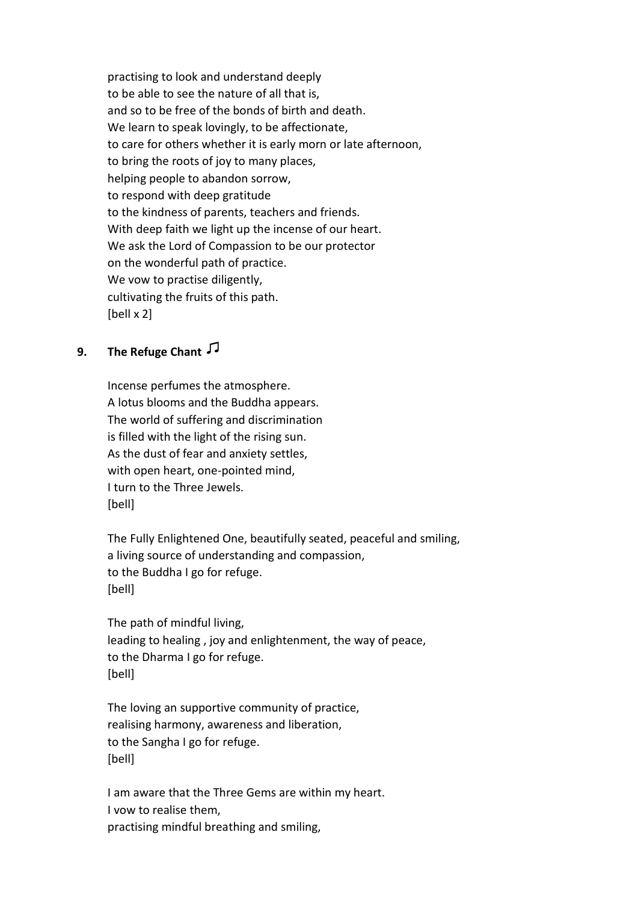practising to look and understand deeply
to be able to see the nature of all that is,
and so to be free of the bonds of birth and death.
We learn to speak lovingly, to be affectionate,
to care for others whether it is early morn or late afternoon,
to bring the roots of joy to many places,
helping people to abandon sorrow,
to respond with deep gratitude
to the kindness of parents, teachers and friends.
With deep faith we light up the incense of our heart.
We ask the Lord of Compassion to be our protector
on the wonderful path of practice.
We vow to practise diligently,
cultivating the fruits of this path.
[bell x 2]

## 9. The Refuge Chant ♫

Incense perfumes the atmosphere.
A lotus blooms and the Buddha appears.
The world of suffering and discrimination
is filled with the light of the rising sun.
As the dust of fear and anxiety settles,
with open heart, one-pointed mind,
I turn to the Three Jewels.
[bell]

The Fully Enlightened One, beautifully seated, peaceful and smiling,
a living source of understanding and compassion,
to the Buddha I go for refuge.
[bell]

The path of mindful living,
leading to healing , joy and enlightenment, the way of peace,
to the Dharma I go for refuge.
[bell]

The loving an supportive community of practice,
realising harmony, awareness and liberation,
to the Sangha I go for refuge.
[bell]

I am aware that the Three Gems are within my heart.
I vow to realise them,
practising mindful breathing and smiling,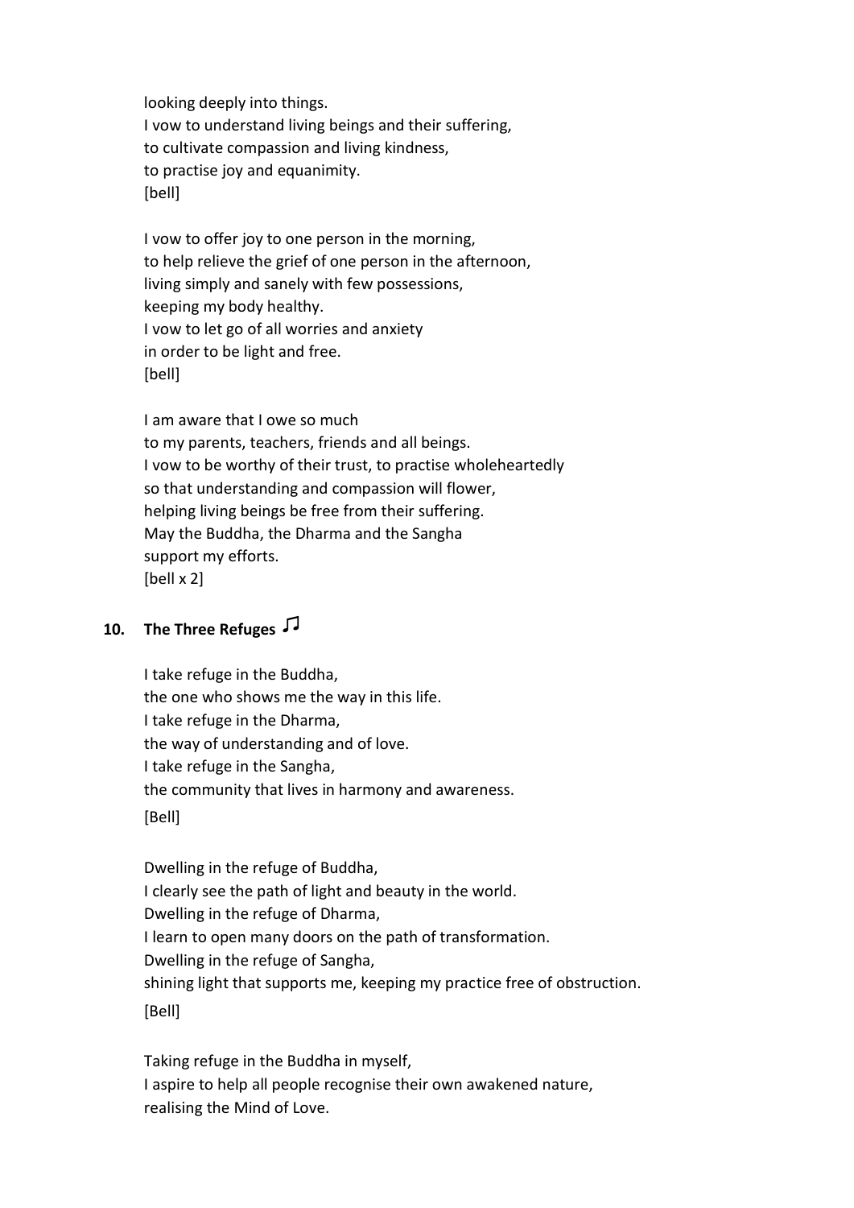looking deeply into things.
I vow to understand living beings and their suffering,
to cultivate compassion and living kindness,
to practise joy and equanimity.
[bell]

I vow to offer joy to one person in the morning,
to help relieve the grief of one person in the afternoon,
living simply and sanely with few possessions,
keeping my body healthy.
I vow to let go of all worries and anxiety
in order to be light and free.
[bell]

I am aware that I owe so much
to my parents, teachers, friends and all beings.
I vow to be worthy of their trust, to practise wholeheartedly
so that understanding and compassion will flower,
helping living beings be free from their suffering.
May the Buddha, the Dharma and the Sangha
support my efforts.
[bell x 2]

## 10. The Three Refuges ♫

I take refuge in the Buddha,
the one who shows me the way in this life.
I take refuge in the Dharma,
the way of understanding and of love.
I take refuge in the Sangha,
the community that lives in harmony and awareness.
[Bell]

Dwelling in the refuge of Buddha,
I clearly see the path of light and beauty in the world.
Dwelling in the refuge of Dharma,
I learn to open many doors on the path of transformation.
Dwelling in the refuge of Sangha,
shining light that supports me, keeping my practice free of obstruction.
[Bell]

Taking refuge in the Buddha in myself,
I aspire to help all people recognise their own awakened nature,
realising the Mind of Love.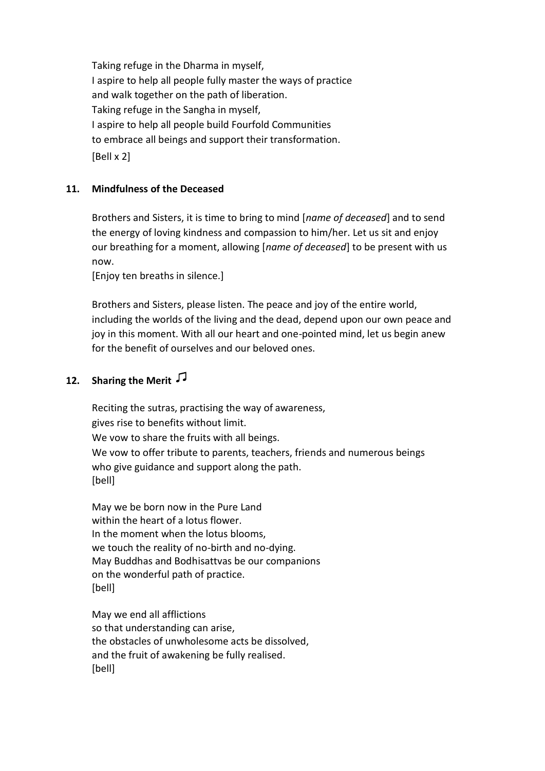Taking refuge in the Dharma in myself,
I aspire to help all people fully master the ways of practice
and walk together on the path of liberation.
Taking refuge in the Sangha in myself,
I aspire to help all people build Fourfold Communities
to embrace all beings and support their transformation.
[Bell x 2]

## 11. Mindfulness of the Deceased

Brothers and Sisters, it is time to bring to mind [*name of deceased*] and to send the energy of loving kindness and compassion to him/her. Let us sit and enjoy our breathing for a moment, allowing [*name of deceased*] to be present with us now.
[Enjoy ten breaths in silence.]

Brothers and Sisters, please listen. The peace and joy of the entire world, including the worlds of the living and the dead, depend upon our own peace and joy in this moment. With all our heart and one-pointed mind, let us begin anew for the benefit of ourselves and our beloved ones.

## 12. Sharing the Merit ♫

Reciting the sutras, practising the way of awareness,
gives rise to benefits without limit.
We vow to share the fruits with all beings.
We vow to offer tribute to parents, teachers, friends and numerous beings
who give guidance and support along the path.
[bell]

May we be born now in the Pure Land
within the heart of a lotus flower.
In the moment when the lotus blooms,
we touch the reality of no-birth and no-dying.
May Buddhas and Bodhisattvas be our companions
on the wonderful path of practice.
[bell]

May we end all afflictions
so that understanding can arise,
the obstacles of unwholesome acts be dissolved,
and the fruit of awakening be fully realised.
[bell]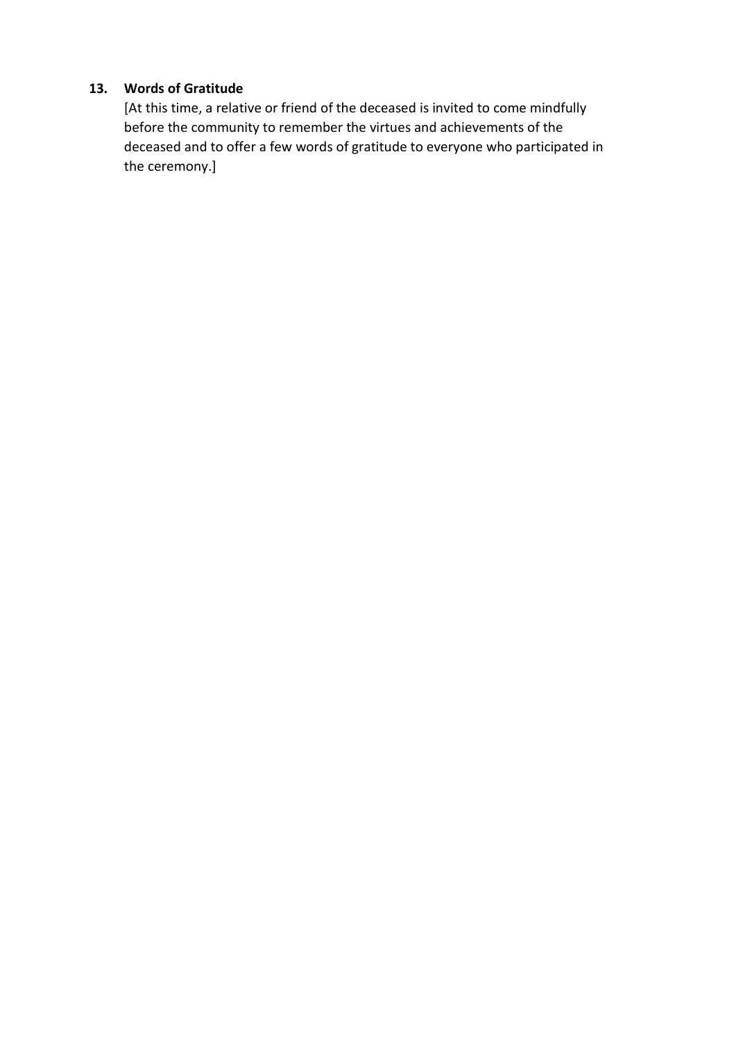**13. Words of Gratitude**

[At this time, a relative or friend of the deceased is invited to come mindfully before the community to remember the virtues and achievements of the deceased and to offer a few words of gratitude to everyone who participated in the ceremony.]